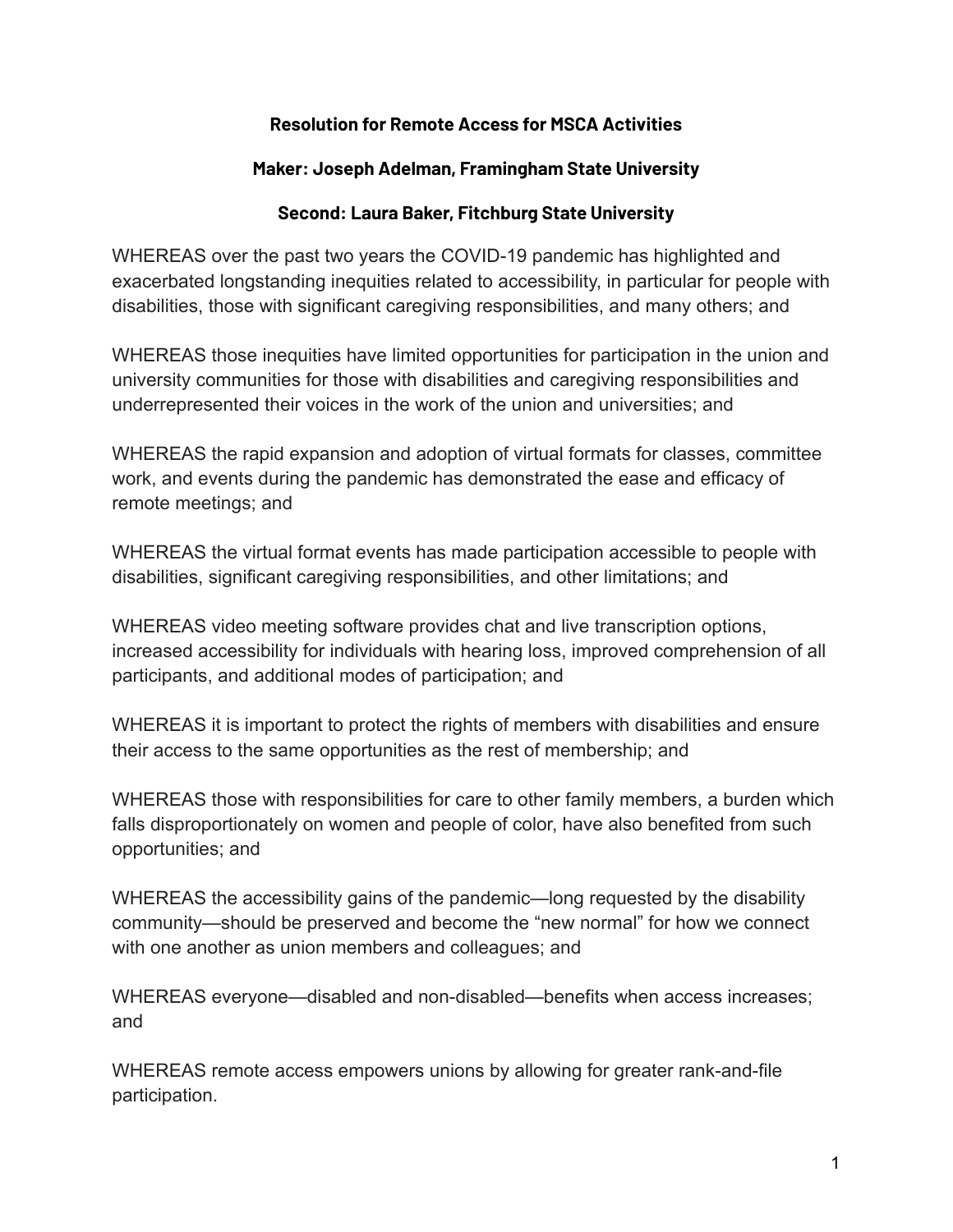**Resolution for Remote Access for MSCA Activities**

**Maker: Joseph Adelman, Framingham State University**

**Second: Laura Baker, Fitchburg State University**

WHEREAS over the past two years the COVID-19 pandemic has highlighted and exacerbated longstanding inequities related to accessibility, in particular for people with disabilities, those with significant caregiving responsibilities, and many others; and

WHEREAS those inequities have limited opportunities for participation in the union and university communities for those with disabilities and caregiving responsibilities and underrepresented their voices in the work of the union and universities; and

WHEREAS the rapid expansion and adoption of virtual formats for classes, committee work, and events during the pandemic has demonstrated the ease and efficacy of remote meetings; and

WHEREAS the virtual format events has made participation accessible to people with disabilities, significant caregiving responsibilities, and other limitations; and

WHEREAS video meeting software provides chat and live transcription options, increased accessibility for individuals with hearing loss, improved comprehension of all participants, and additional modes of participation; and

WHEREAS it is important to protect the rights of members with disabilities and ensure their access to the same opportunities as the rest of membership; and

WHEREAS those with responsibilities for care to other family members, a burden which falls disproportionately on women and people of color, have also benefited from such opportunities; and

WHEREAS the accessibility gains of the pandemic—long requested by the disability community—should be preserved and become the "new normal" for how we connect with one another as union members and colleagues; and

WHEREAS everyone—disabled and non-disabled—benefits when access increases; and

WHEREAS remote access empowers unions by allowing for greater rank-and-file participation.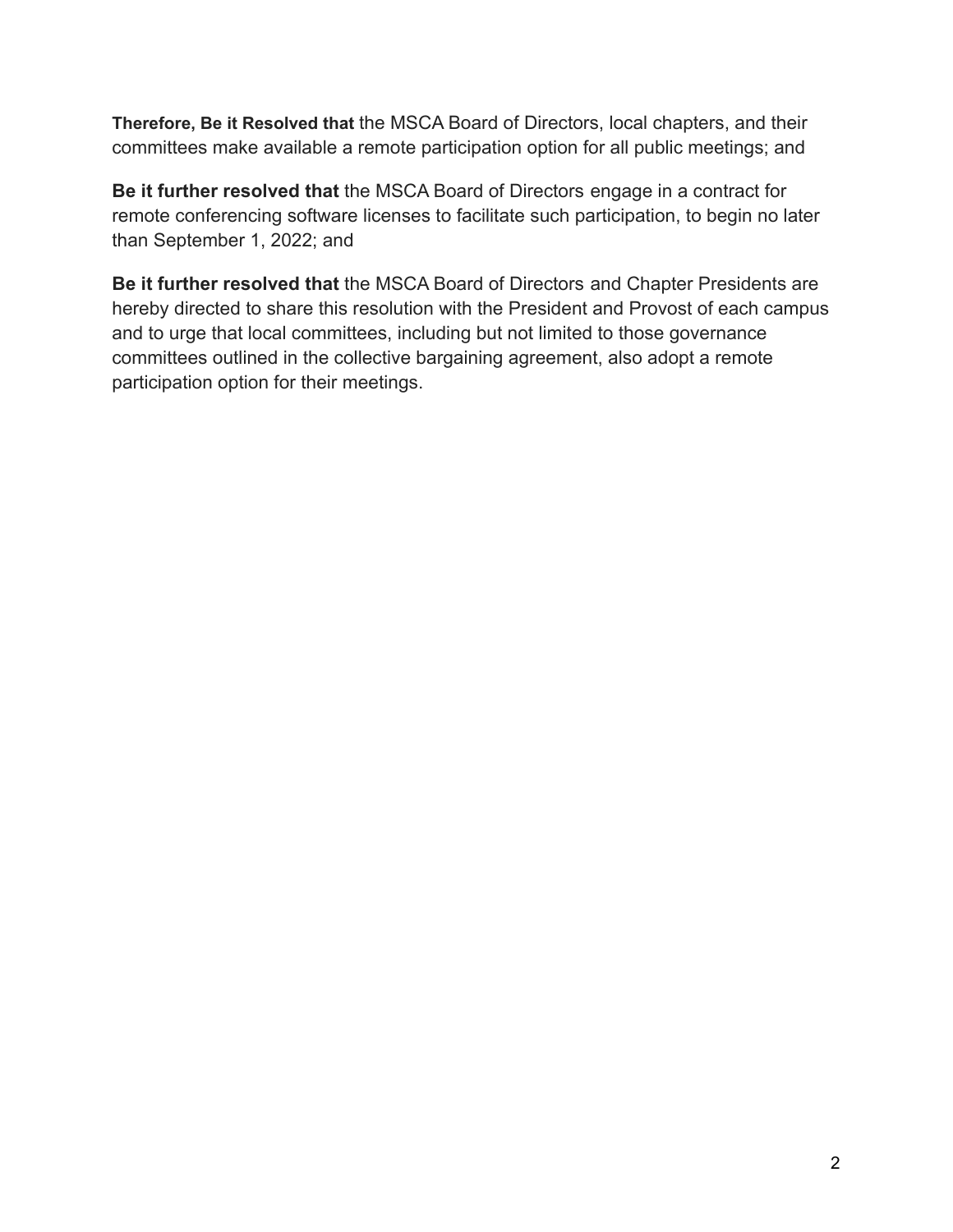**Therefore, Be it Resolved that** the MSCA Board of Directors, local chapters, and their committees make available a remote participation option for all public meetings; and

**Be it further resolved that** the MSCA Board of Directors engage in a contract for remote conferencing software licenses to facilitate such participation, to begin no later than September 1, 2022; and

**Be it further resolved that** the MSCA Board of Directors and Chapter Presidents are hereby directed to share this resolution with the President and Provost of each campus and to urge that local committees, including but not limited to those governance committees outlined in the collective bargaining agreement, also adopt a remote participation option for their meetings.